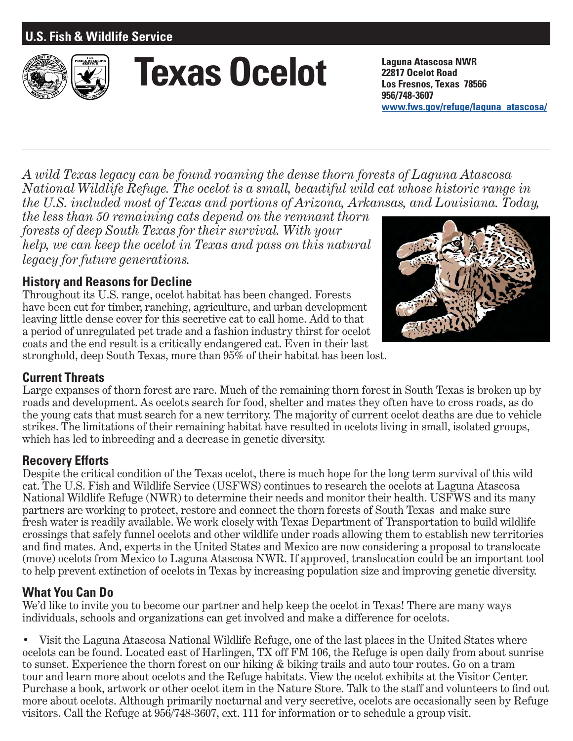**U.S. Fish & Wildlife Service**

# Texas Ocelot

**Laguna Atascosa NWR**
**22817 Ocelot Road**
**Los Fresnos, Texas 78566**
**956/748-3607**
**www.fws.gov/refuge/laguna_atascosa/**

---

*A wild Texas legacy can be found roaming the dense thorn forests of Laguna Atascosa National Wildlife Refuge. The ocelot is a small, beautiful wild cat whose historic range in the U.S. included most of Texas and portions of Arizona, Arkansas, and Louisiana. Today, the less than 50 remaining cats depend on the remnant thorn forests of deep South Texas for their survival. With your help, we can keep the ocelot in Texas and pass on this natural legacy for future generations.*

## History and Reasons for Decline

Throughout its U.S. range, ocelot habitat has been changed. Forests have been cut for timber, ranching, agriculture, and urban development leaving little dense cover for this secretive cat to call home. Add to that a period of unregulated pet trade and a fashion industry thirst for ocelot coats and the end result is a critically endangered cat. Even in their last stronghold, deep South Texas, more than 95% of their habitat has been lost.

## Current Threats

Large expanses of thorn forest are rare. Much of the remaining thorn forest in South Texas is broken up by roads and development. As ocelots search for food, shelter and mates they often have to cross roads, as do the young cats that must search for a new territory. The majority of current ocelot deaths are due to vehicle strikes. The limitations of their remaining habitat have resulted in ocelots living in small, isolated groups, which has led to inbreeding and a decrease in genetic diversity.

## Recovery Efforts

Despite the critical condition of the Texas ocelot, there is much hope for the long term survival of this wild cat. The U.S. Fish and Wildlife Service (USFWS) continues to research the ocelots at Laguna Atascosa National Wildlife Refuge (NWR) to determine their needs and monitor their health. USFWS and its many partners are working to protect, restore and connect the thorn forests of South Texas and make sure fresh water is readily available. We work closely with Texas Department of Transportation to build wildlife crossings that safely funnel ocelots and other wildlife under roads allowing them to establish new territories and find mates. And, experts in the United States and Mexico are now considering a proposal to translocate (move) ocelots from Mexico to Laguna Atascosa NWR. If approved, translocation could be an important tool to help prevent extinction of ocelots in Texas by increasing population size and improving genetic diversity.

## What You Can Do

We'd like to invite you to become our partner and help keep the ocelot in Texas! There are many ways individuals, schools and organizations can get involved and make a difference for ocelots.

- Visit the Laguna Atascosa National Wildlife Refuge, one of the last places in the United States where ocelots can be found. Located east of Harlingen, TX off FM 106, the Refuge is open daily from about sunrise to sunset. Experience the thorn forest on our hiking & biking trails and auto tour routes. Go on a tram tour and learn more about ocelots and the Refuge habitats. View the ocelot exhibits at the Visitor Center. Purchase a book, artwork or other ocelot item in the Nature Store. Talk to the staff and volunteers to find out more about ocelots. Although primarily nocturnal and very secretive, ocelots are occasionally seen by Refuge visitors. Call the Refuge at 956/748-3607, ext. 111 for information or to schedule a group visit.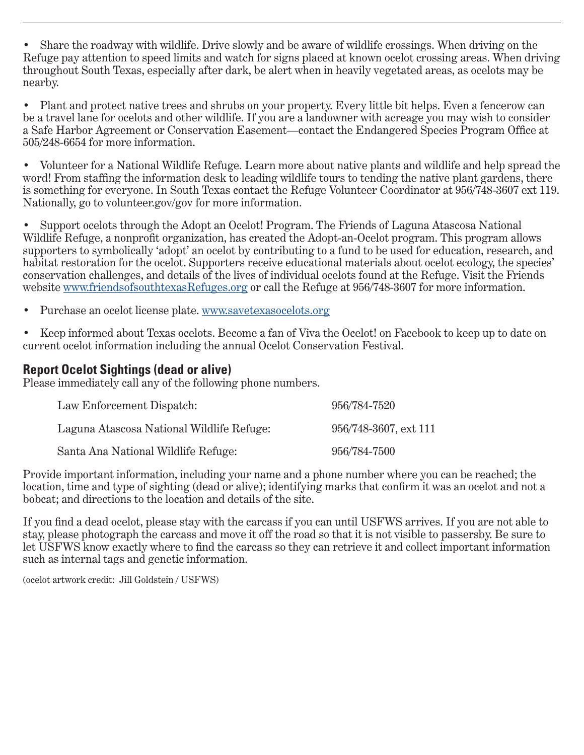- Share the roadway with wildlife. Drive slowly and be aware of wildlife crossings. When driving on the Refuge pay attention to speed limits and watch for signs placed at known ocelot crossing areas. When driving throughout South Texas, especially after dark, be alert when in heavily vegetated areas, as ocelots may be nearby.

- Plant and protect native trees and shrubs on your property. Every little bit helps. Even a fencerow can be a travel lane for ocelots and other wildlife. If you are a landowner with acreage you may wish to consider a Safe Harbor Agreement or Conservation Easement—contact the Endangered Species Program Office at 505/248-6654 for more information.

- Volunteer for a National Wildlife Refuge. Learn more about native plants and wildlife and help spread the word! From staffing the information desk to leading wildlife tours to tending the native plant gardens, there is something for everyone. In South Texas contact the Refuge Volunteer Coordinator at 956/748-3607 ext 119. Nationally, go to volunteer.gov/gov for more information.

- Support ocelots through the Adopt an Ocelot! Program. The Friends of Laguna Atascosa National Wildlife Refuge, a nonprofit organization, has created the Adopt-an-Ocelot program. This program allows supporters to symbolically 'adopt' an ocelot by contributing to a fund to be used for education, research, and habitat restoration for the ocelot. Supporters receive educational materials about ocelot ecology, the species' conservation challenges, and details of the lives of individual ocelots found at the Refuge. Visit the Friends website www.friendsofsouthtexasRefuges.org or call the Refuge at 956/748-3607 for more information.

- Purchase an ocelot license plate. www.savetexasocelots.org

- Keep informed about Texas ocelots. Become a fan of Viva the Ocelot! on Facebook to keep up to date on current ocelot information including the annual Ocelot Conservation Festival.

## Report Ocelot Sightings (dead or alive)

Please immediately call any of the following phone numbers.

| | |
|---|---|
| Law Enforcement Dispatch: | 956/784-7520 |
| Laguna Atascosa National Wildlife Refuge: | 956/748-3607, ext 111 |
| Santa Ana National Wildlife Refuge: | 956/784-7500 |

Provide important information, including your name and a phone number where you can be reached; the location, time and type of sighting (dead or alive); identifying marks that confirm it was an ocelot and not a bobcat; and directions to the location and details of the site.

If you find a dead ocelot, please stay with the carcass if you can until USFWS arrives. If you are not able to stay, please photograph the carcass and move it off the road so that it is not visible to passersby. Be sure to let USFWS know exactly where to find the carcass so they can retrieve it and collect important information such as internal tags and genetic information.

(ocelot artwork credit: Jill Goldstein / USFWS)